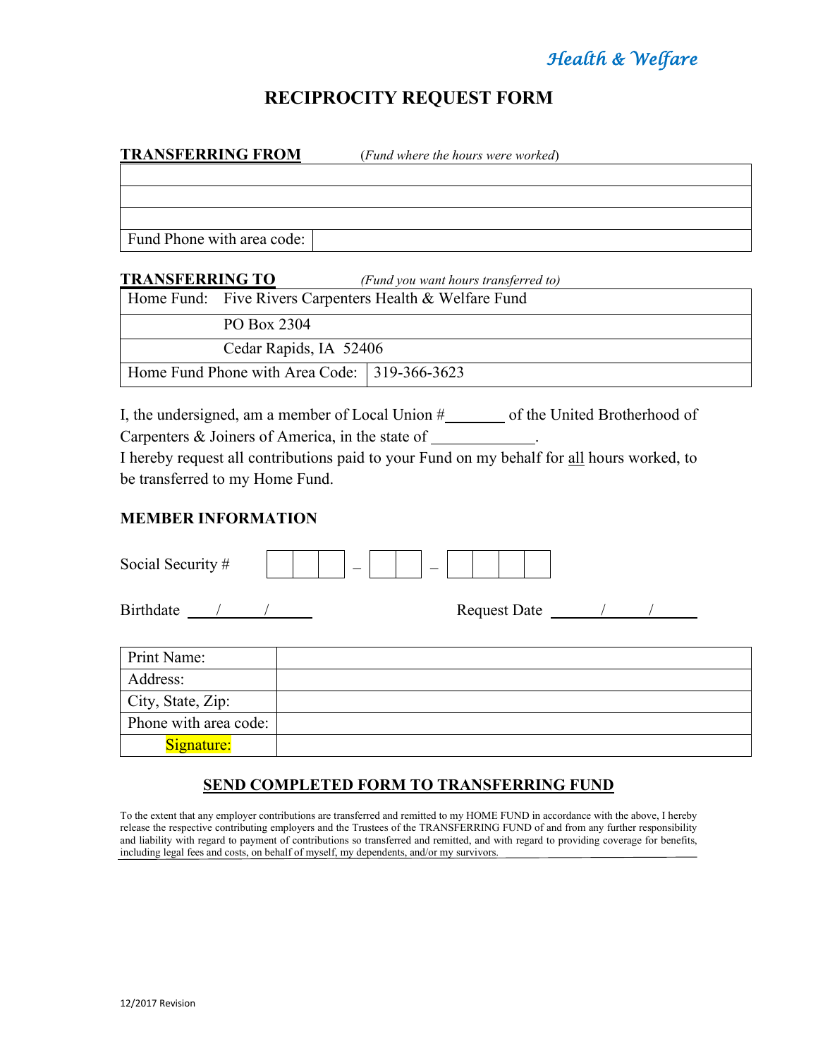*Health & Welfare*

# RECIPROCITY REQUEST FORM

**TRANSFERRING FROM** (*Fund where the hours were worked*)

| | |
|---|---|
| | |
| | |
| | |
| Fund Phone with area code: | |

**TRANSFERRING TO** *(Fund you want hours transferred to)*

| | |
|---|---|
| Home Fund: Five Rivers Carpenters Health & Welfare Fund | |
| PO Box 2304 | |
| Cedar Rapids, IA 52406 | |
| Home Fund Phone with Area Code: | 319-366-3623 |

I, the undersigned, am a member of Local Union #\_\_\_\_\_\_\_ of the United Brotherhood of Carpenters & Joiners of America, in the state of \_\_\_\_\_\_\_\_\_\_\_\_\_.
I hereby request all contributions paid to your Fund on my behalf for all hours worked, to be transferred to my Home Fund.

### MEMBER INFORMATION

Social Security # \_\_\_ \_\_\_ \_\_\_ – \_\_\_ \_\_\_ – \_\_\_ \_\_\_ \_\_\_ \_\_\_

Birthdate \_\_\_\_/\_\_\_\_/\_\_\_\_ Request Date \_\_\_\_/\_\_\_\_/\_\_\_\_

| | |
|---|---|
| Print Name: | |
| Address: | |
| City, State, Zip: | |
| Phone with area code: | |
| Signature: | |

**SEND COMPLETED FORM TO TRANSFERRING FUND**

To the extent that any employer contributions are transferred and remitted to my HOME FUND in accordance with the above, I hereby release the respective contributing employers and the Trustees of the TRANSFERRING FUND of and from any further responsibility and liability with regard to payment of contributions so transferred and remitted, and with regard to providing coverage for benefits, including legal fees and costs, on behalf of myself, my dependents, and/or my survivors.

12/2017 Revision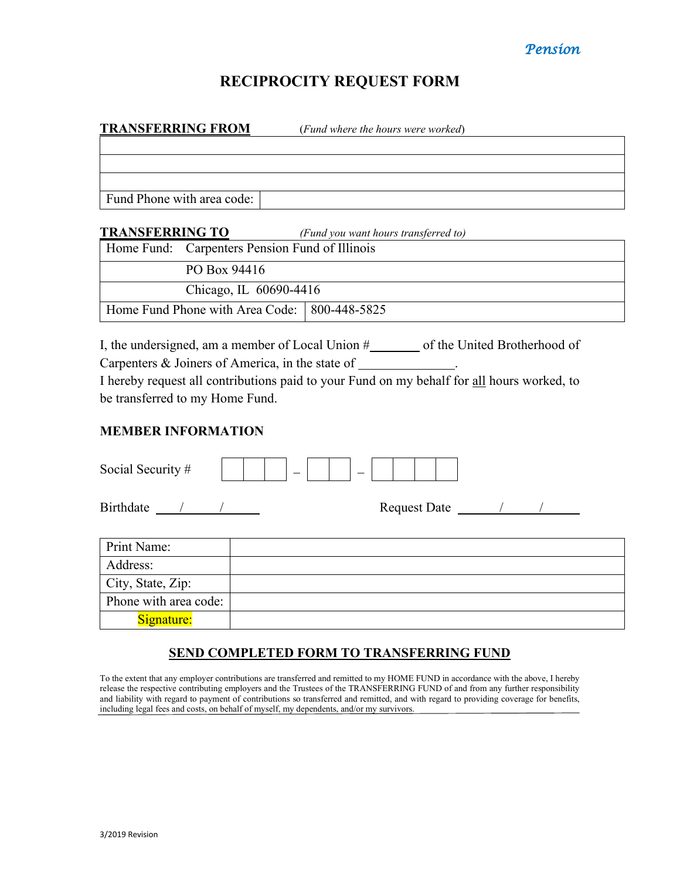*Pension*

# RECIPROCITY REQUEST FORM

**TRANSFERRING FROM** (*Fund where the hours were worked*)

| |
|---|
| |
| |
| |
| Fund Phone with area code: |

**TRANSFERRING TO** (*Fund you want hours transferred to*)

| | |
|---|---|
| Home Fund: | Carpenters Pension Fund of Illinois |
| | PO Box 94416 |
| | Chicago, IL 60690-4416 |
| Home Fund Phone with Area Code: | 800-448-5825 |

I, the undersigned, am a member of Local Union #_______ of the United Brotherhood of Carpenters & Joiners of America, in the state of _______________.
I hereby request all contributions paid to your Fund on my behalf for all hours worked, to be transferred to my Home Fund.

**MEMBER INFORMATION**

Social Security # ☐☐☐ – ☐☐ – ☐☐☐☐

Birthdate ____/____/____ Request Date ____/____/____

| | |
|---|---|
| Print Name: | |
| Address: | |
| City, State, Zip: | |
| Phone with area code: | |
| Signature: | |

**SEND COMPLETED FORM TO TRANSFERRING FUND**

To the extent that any employer contributions are transferred and remitted to my HOME FUND in accordance with the above, I hereby release the respective contributing employers and the Trustees of the TRANSFERRING FUND of and from any further responsibility and liability with regard to payment of contributions so transferred and remitted, and with regard to providing coverage for benefits, including legal fees and costs, on behalf of myself, my dependents, and/or my survivors.

3/2019 Revision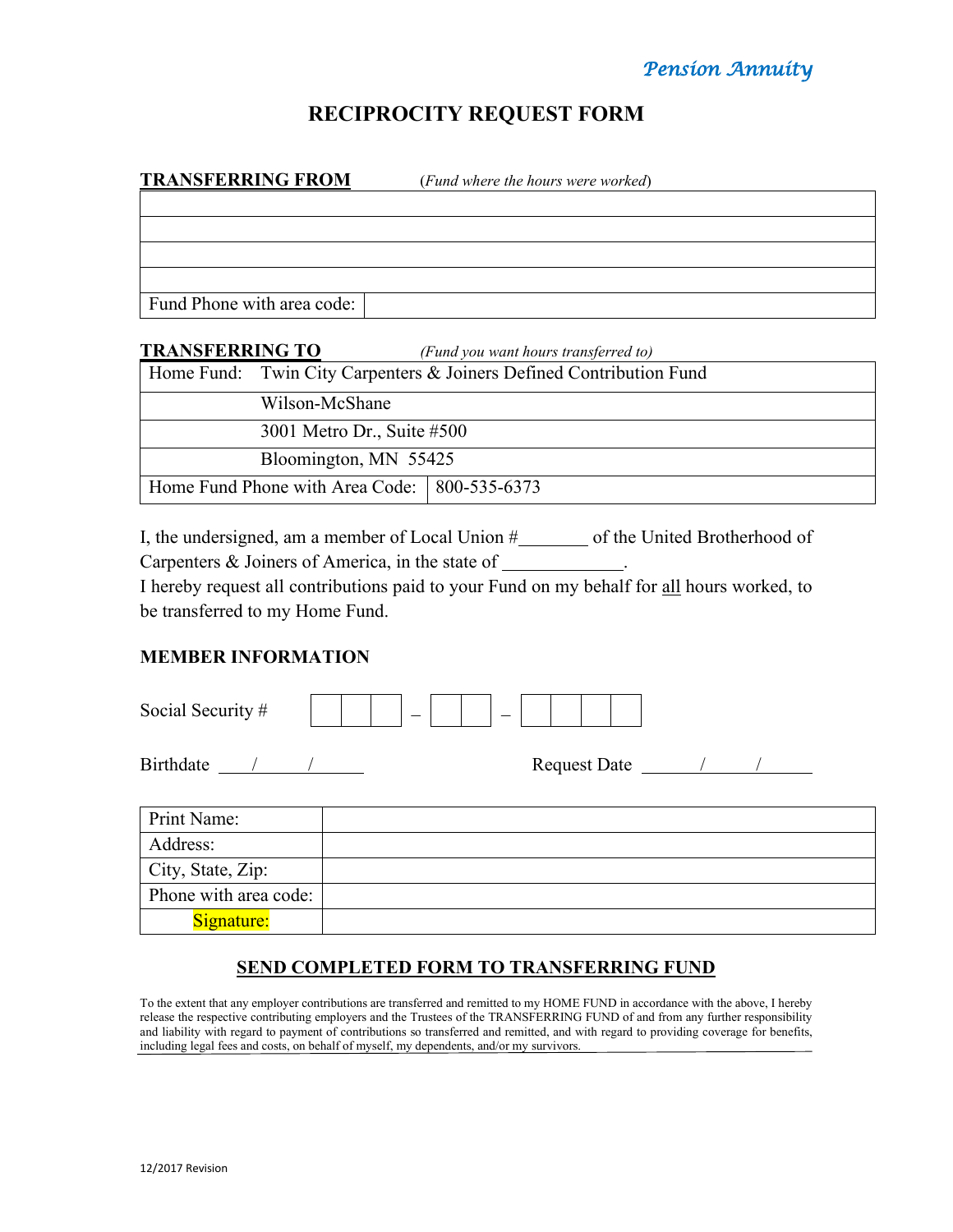*Pension Annuity*

# RECIPROCITY REQUEST FORM

**TRANSFERRING FROM** (*Fund where the hours were worked*)

| | |
|---|---|
| | |
| | |
| | |
| | |
| Fund Phone with area code: | |

**TRANSFERRING TO** (*Fund you want hours transferred to*)

| | |
|---|---|
| Home Fund: | Twin City Carpenters & Joiners Defined Contribution Fund |
| | Wilson-McShane |
| | 3001 Metro Dr., Suite #500 |
| | Bloomington, MN 55425 |
| Home Fund Phone with Area Code: | 800-535-6373 |

I, the undersigned, am a member of Local Union #_______ of the United Brotherhood of Carpenters & Joiners of America, in the state of ____________.
I hereby request all contributions paid to your Fund on my behalf for all hours worked, to be transferred to my Home Fund.

## MEMBER INFORMATION

Social Security # ☐☐☐ – ☐☐ – ☐☐☐☐

Birthdate ____/____/____ Request Date ____/____/____

| | |
|---|---|
| Print Name: | |
| Address: | |
| City, State, Zip: | |
| Phone with area code: | |
| Signature: | |

**SEND COMPLETED FORM TO TRANSFERRING FUND**

To the extent that any employer contributions are transferred and remitted to my HOME FUND in accordance with the above, I hereby release the respective contributing employers and the Trustees of the TRANSFERRING FUND of and from any further responsibility and liability with regard to payment of contributions so transferred and remitted, and with regard to providing coverage for benefits, including legal fees and costs, on behalf of myself, my dependents, and/or my survivors.

12/2017 Revision